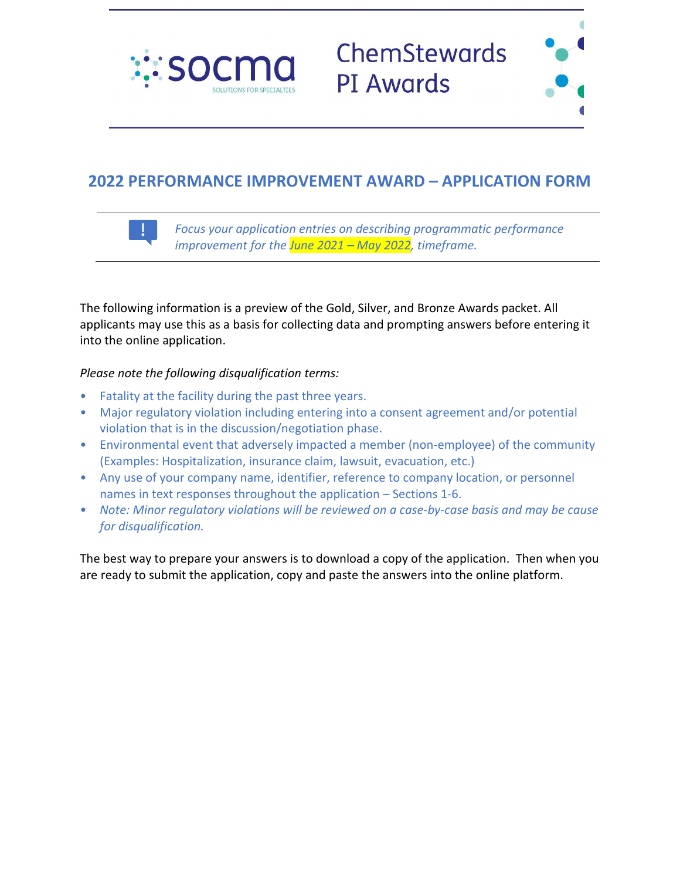socma

SOLUTIONS FOR SPECIALTIES

ChemStewards PI Awards

## 2022 PERFORMANCE IMPROVEMENT AWARD – APPLICATION FORM

*Focus your application entries on describing programmatic performance improvement for the June 2021 – May 2022, timeframe.*

The following information is a preview of the Gold, Silver, and Bronze Awards packet. All applicants may use this as a basis for collecting data and prompting answers before entering it into the online application.

*Please note the following disqualification terms:*

- Fatality at the facility during the past three years.
- Major regulatory violation including entering into a consent agreement and/or potential violation that is in the discussion/negotiation phase.
- Environmental event that adversely impacted a member (non-employee) of the community (Examples: Hospitalization, insurance claim, lawsuit, evacuation, etc.)
- Any use of your company name, identifier, reference to company location, or personnel names in text responses throughout the application – Sections 1-6.
- *Note: Minor regulatory violations will be reviewed on a case-by-case basis and may be cause for disqualification.*

The best way to prepare your answers is to download a copy of the application. Then when you are ready to submit the application, copy and paste the answers into the online platform.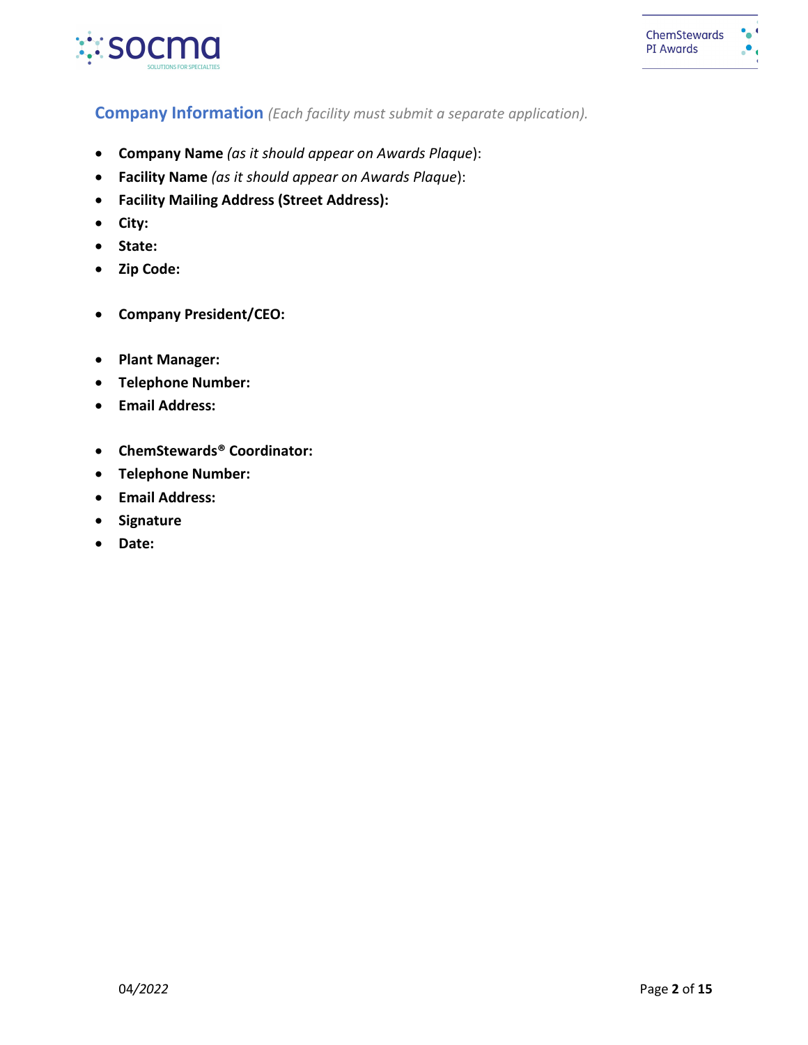## Company Information *(Each facility must submit a separate application).*

- **Company Name** *(as it should appear on Awards Plaque*):
- **Facility Name** *(as it should appear on Awards Plaque*):
- **Facility Mailing Address (Street Address):**
- **City:**
- **State:**
- **Zip Code:**

- **Company President/CEO:**

- **Plant Manager:**
- **Telephone Number:**
- **Email Address:**

- **ChemStewards® Coordinator:**
- **Telephone Number:**
- **Email Address:**
- **Signature**
- **Date:**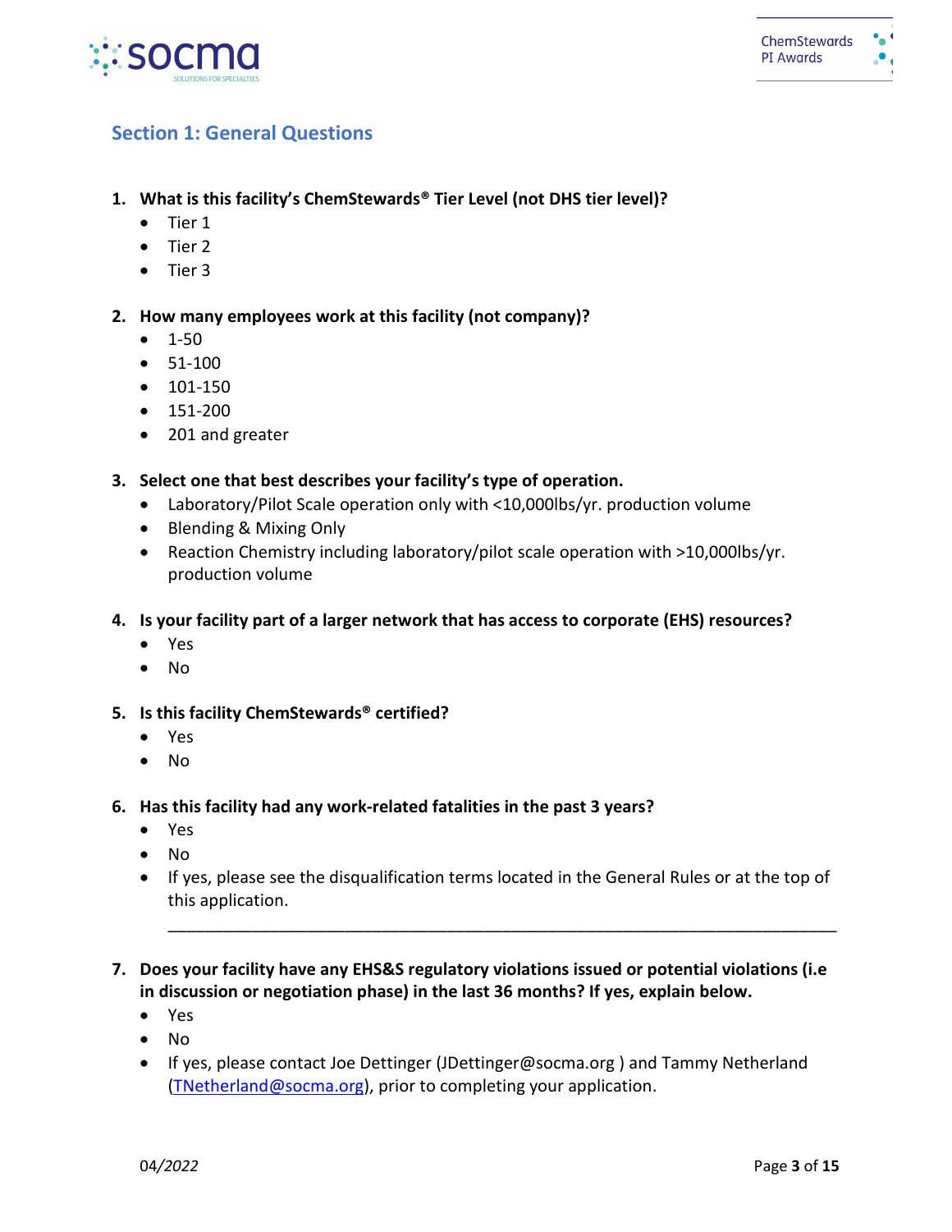## Section 1: General Questions

1. **What is this facility's ChemStewards® Tier Level (not DHS tier level)?**
   - Tier 1
   - Tier 2
   - Tier 3

2. **How many employees work at this facility (not company)?**
   - 1-50
   - 51-100
   - 101-150
   - 151-200
   - 201 and greater

3. **Select one that best describes your facility's type of operation.**
   - Laboratory/Pilot Scale operation only with <10,000lbs/yr. production volume
   - Blending & Mixing Only
   - Reaction Chemistry including laboratory/pilot scale operation with >10,000lbs/yr. production volume

4. **Is your facility part of a larger network that has access to corporate (EHS) resources?**
   - Yes
   - No

5. **Is this facility ChemStewards® certified?**
   - Yes
   - No

6. **Has this facility had any work-related fatalities in the past 3 years?**
   - Yes
   - No
   - If yes, please see the disqualification terms located in the General Rules or at the top of this application.

   ______________________________________________________________________________

7. **Does your facility have any EHS&S regulatory violations issued or potential violations (i.e in discussion or negotiation phase) in the last 36 months? If yes, explain below.**
   - Yes
   - No
   - If yes, please contact Joe Dettinger (JDettinger@socma.org ) and Tammy Netherland (TNetherland@socma.org), prior to completing your application.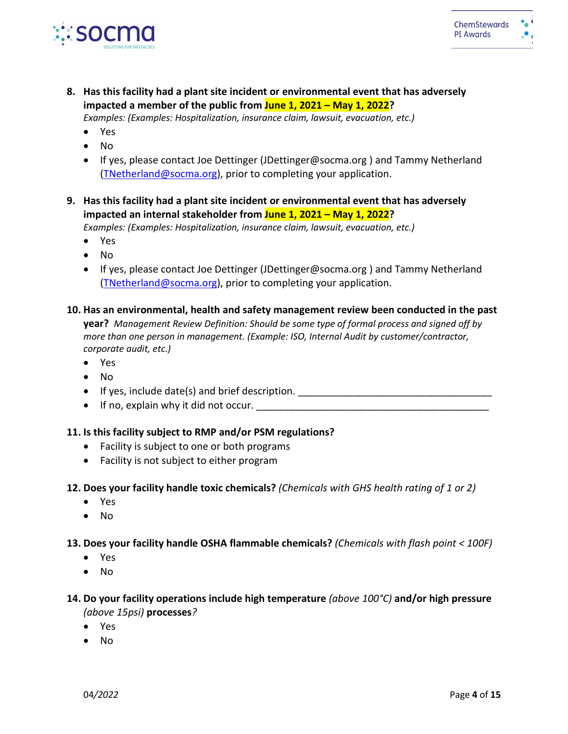8. **Has this facility had a plant site incident or environmental event that has adversely impacted a member of the public from June 1, 2021 – May 1, 2022?**
   *Examples: (Examples: Hospitalization, insurance claim, lawsuit, evacuation, etc.)*
   - Yes
   - No
   - If yes, please contact Joe Dettinger (JDettinger@socma.org ) and Tammy Netherland (TNetherland@socma.org), prior to completing your application.

9. **Has this facility had a plant site incident or environmental event that has adversely impacted an internal stakeholder from June 1, 2021 – May 1, 2022?**
   *Examples: (Examples: Hospitalization, insurance claim, lawsuit, evacuation, etc.)*
   - Yes
   - No
   - If yes, please contact Joe Dettinger (JDettinger@socma.org ) and Tammy Netherland (TNetherland@socma.org), prior to completing your application.

10. **Has an environmental, health and safety management review been conducted in the past year?** *Management Review Definition: Should be some type of formal process and signed off by more than one person in management. (Example: ISO, Internal Audit by customer/contractor, corporate audit, etc.)*
    - Yes
    - No
    - If yes, include date(s) and brief description. ___________________________________
    - If no, explain why it did not occur. __________________________________________

11. **Is this facility subject to RMP and/or PSM regulations?**
    - Facility is subject to one or both programs
    - Facility is not subject to either program

12. **Does your facility handle toxic chemicals?** *(Chemicals with GHS health rating of 1 or 2)*
    - Yes
    - No

13. **Does your facility handle OSHA flammable chemicals?** *(Chemicals with flash point < 100F)*
    - Yes
    - No

14. **Do your facility operations include high temperature** *(above 100°C)* **and/or high pressure** *(above 15psi)* **processes***?*
    - Yes
    - No

*04/2022*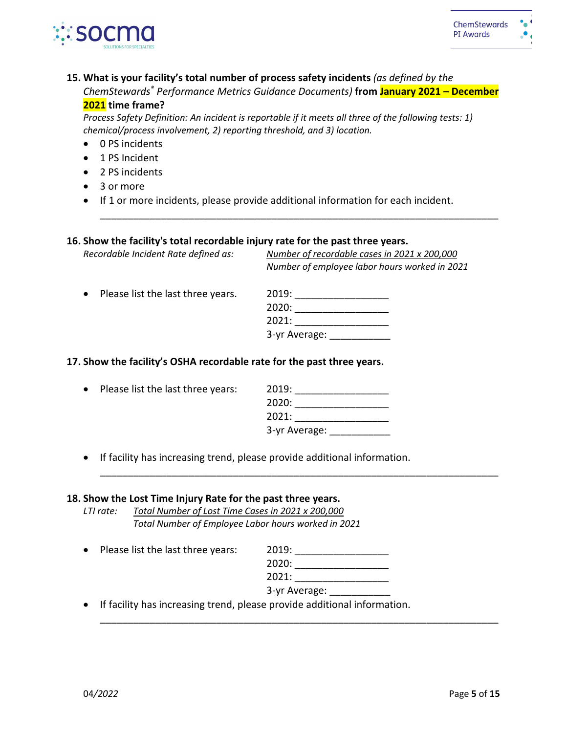**15. What is your facility's total number of process safety incidents** *(as defined by the ChemStewards® Performance Metrics Guidance Documents)* **from January 2021 – December 2021 time frame?**

*Process Safety Definition: An incident is reportable if it meets all three of the following tests: 1) chemical/process involvement, 2) reporting threshold, and 3) location.*

- 0 PS incidents
- 1 PS Incident
- 2 PS incidents
- 3 or more
- If 1 or more incidents, please provide additional information for each incident.

\_\_\_\_\_\_\_\_\_\_\_\_\_\_\_\_\_\_\_\_\_\_\_\_\_\_\_\_\_\_\_\_\_\_\_\_\_\_\_\_\_\_\_\_\_\_\_\_\_\_\_\_\_\_\_\_\_\_\_\_\_\_\_\_\_\_

**16. Show the facility's total recordable injury rate for the past three years.**

*Recordable Incident Rate defined as:*

$$\frac{\text{Number of recordable cases in 2021} \times 200{,}000}{\text{Number of employee labor hours worked in 2021}}$$

- Please list the last three years.

2019: \_\_\_\_\_\_\_\_\_\_\_\_\_\_\_\_\_
2020: \_\_\_\_\_\_\_\_\_\_\_\_\_\_\_\_\_
2021: \_\_\_\_\_\_\_\_\_\_\_\_\_\_\_\_\_
3-yr Average: \_\_\_\_\_\_\_\_\_\_\_

**17. Show the facility's OSHA recordable rate for the past three years.**

- Please list the last three years:

2019: \_\_\_\_\_\_\_\_\_\_\_\_\_\_\_\_\_
2020: \_\_\_\_\_\_\_\_\_\_\_\_\_\_\_\_\_
2021: \_\_\_\_\_\_\_\_\_\_\_\_\_\_\_\_\_
3-yr Average: \_\_\_\_\_\_\_\_\_\_\_

- If facility has increasing trend, please provide additional information.

\_\_\_\_\_\_\_\_\_\_\_\_\_\_\_\_\_\_\_\_\_\_\_\_\_\_\_\_\_\_\_\_\_\_\_\_\_\_\_\_\_\_\_\_\_\_\_\_\_\_\_\_\_\_\_\_\_\_\_\_\_\_\_\_\_\_

**18. Show the Lost Time Injury Rate for the past three years.**

*LTI rate:*

$$\frac{\text{Total Number of Lost Time Cases in 2021} \times 200{,}000}{\text{Total Number of Employee Labor hours worked in 2021}}$$

- Please list the last three years:

2019: \_\_\_\_\_\_\_\_\_\_\_\_\_\_\_\_\_
2020: \_\_\_\_\_\_\_\_\_\_\_\_\_\_\_\_\_
2021: \_\_\_\_\_\_\_\_\_\_\_\_\_\_\_\_\_
3-yr Average: \_\_\_\_\_\_\_\_\_\_\_

- If facility has increasing trend, please provide additional information.

\_\_\_\_\_\_\_\_\_\_\_\_\_\_\_\_\_\_\_\_\_\_\_\_\_\_\_\_\_\_\_\_\_\_\_\_\_\_\_\_\_\_\_\_\_\_\_\_\_\_\_\_\_\_\_\_\_\_\_\_\_\_\_\_\_\_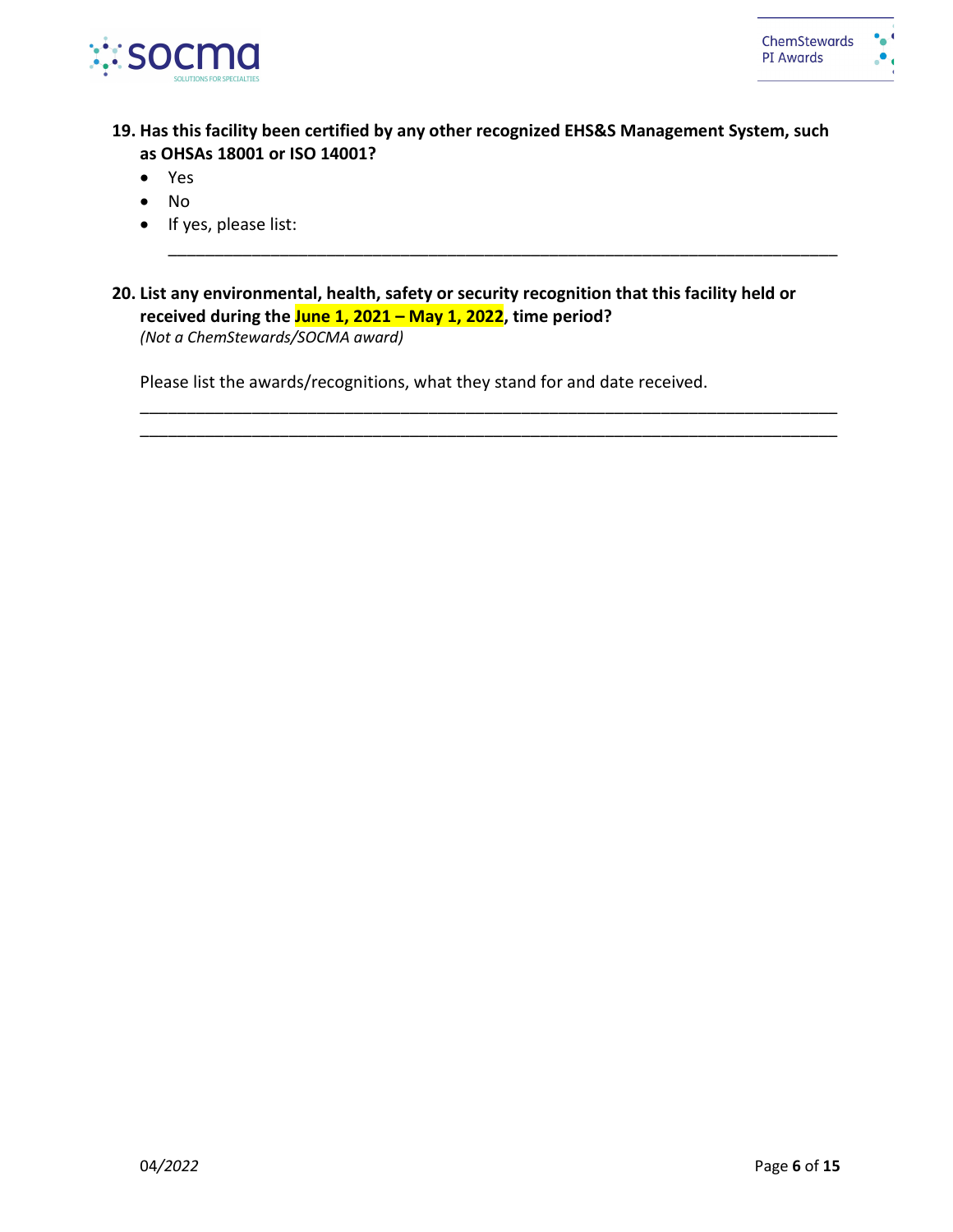**19. Has this facility been certified by any other recognized EHS&S Management System, such as OHSAs 18001 or ISO 14001?**

- Yes
- No
- If yes, please list:

  ______________________________________________________________________

**20. List any environmental, health, safety or security recognition that this facility held or received during the June 1, 2021 – May 1, 2022, time period?**
*(Not a ChemStewards/SOCMA award)*

Please list the awards/recognitions, what they stand for and date received.

______________________________________________________________________

______________________________________________________________________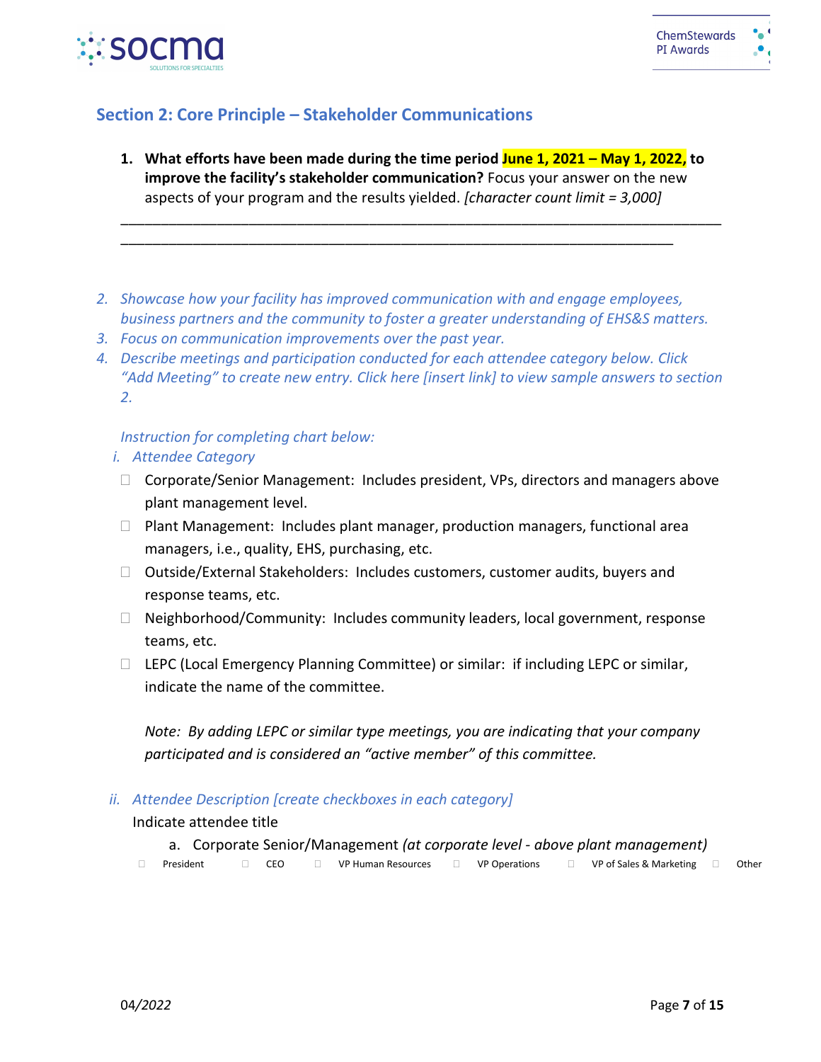## Section 2: Core Principle – Stakeholder Communications

1. **What efforts have been made during the time period June 1, 2021 – May 1, 2022, to improve the facility's stakeholder communication?** Focus your answer on the new aspects of your program and the results yielded. *[character count limit = 3,000]*

____________________________________________________________________________
______________________________________________________________________

2. *Showcase how your facility has improved communication with and engage employees, business partners and the community to foster a greater understanding of EHS&S matters.*
3. *Focus on communication improvements over the past year.*
4. *Describe meetings and participation conducted for each attendee category below. Click "Add Meeting" to create new entry. Click here [insert link] to view sample answers to section 2.*

*Instruction for completing chart below:*

i. *Attendee Category*

- ☐ Corporate/Senior Management: Includes president, VPs, directors and managers above plant management level.
- ☐ Plant Management: Includes plant manager, production managers, functional area managers, i.e., quality, EHS, purchasing, etc.
- ☐ Outside/External Stakeholders: Includes customers, customer audits, buyers and response teams, etc.
- ☐ Neighborhood/Community: Includes community leaders, local government, response teams, etc.
- ☐ LEPC (Local Emergency Planning Committee) or similar: if including LEPC or similar, indicate the name of the committee.

*Note: By adding LEPC or similar type meetings, you are indicating that your company participated and is considered an "active member" of this committee.*

ii. *Attendee Description [create checkboxes in each category]*

Indicate attendee title

a. Corporate Senior/Management *(at corporate level - above plant management)*

☐ President ☐ CEO ☐ VP Human Resources ☐ VP Operations ☐ VP of Sales & Marketing ☐ Other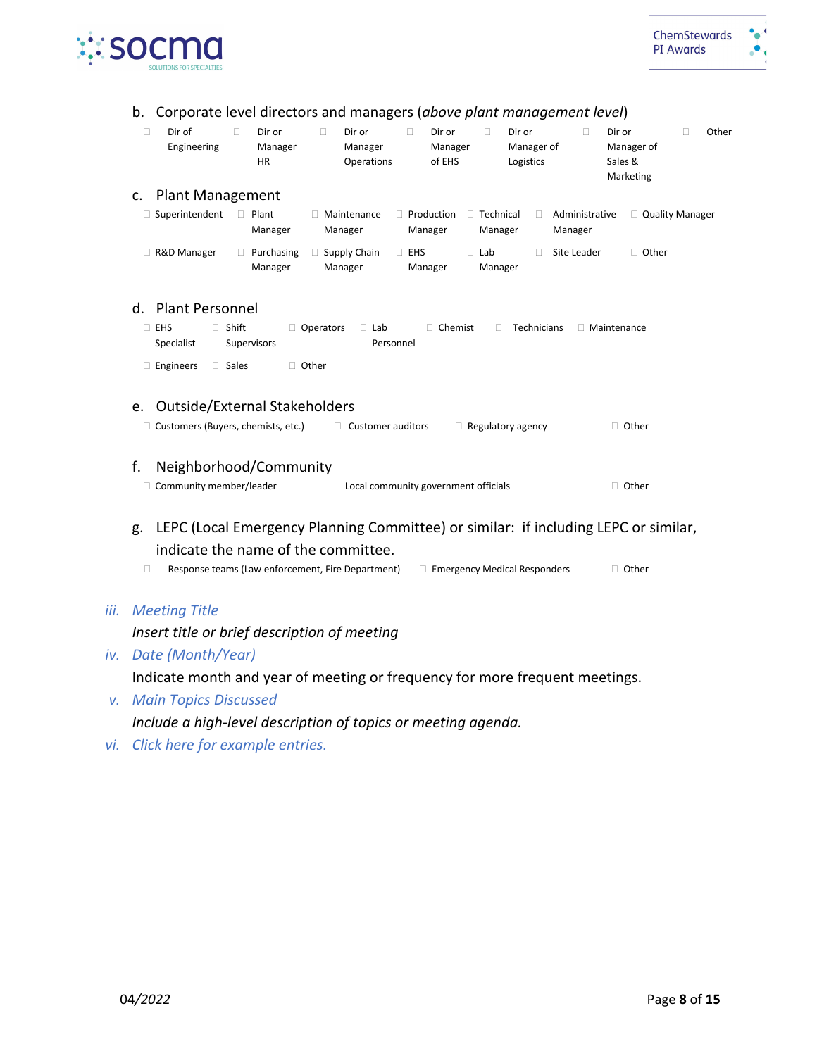b. Corporate level directors and managers (*above plant management level*)

- ☐ Dir of Engineering
- ☐ Dir or Manager HR
- ☐ Dir or Manager Operations
- ☐ Dir or Manager of EHS
- ☐ Dir or Manager of Logistics
- ☐ Dir or Manager of Sales & Marketing
- ☐ Other

c. Plant Management

- ☐ Superintendent
- ☐ Plant Manager
- ☐ Maintenance Manager
- ☐ Production Manager
- ☐ Technical Manager
- ☐ Administrative Manager
- ☐ Quality Manager
- ☐ R&D Manager
- ☐ Purchasing Manager
- ☐ Supply Chain Manager
- ☐ EHS Manager
- ☐ Lab Manager
- ☐ Site Leader
- ☐ Other

d. Plant Personnel

- ☐ EHS Specialist
- ☐ Shift Supervisors
- ☐ Operators
- ☐ Lab Personnel
- ☐ Chemist
- ☐ Technicians
- ☐ Maintenance
- ☐ Engineers
- ☐ Sales
- ☐ Other

e. Outside/External Stakeholders

- ☐ Customers (Buyers, chemists, etc.)
- ☐ Customer auditors
- ☐ Regulatory agency
- ☐ Other

f. Neighborhood/Community

- ☐ Community member/leader
- Local community government officials
- ☐ Other

g. LEPC (Local Emergency Planning Committee) or similar: if including LEPC or similar, indicate the name of the committee.

- ☐ Response teams (Law enforcement, Fire Department)
- ☐ Emergency Medical Responders
- ☐ Other

iii. *Meeting Title*

*Insert title or brief description of meeting*

iv. *Date (Month/Year)*

Indicate month and year of meeting or frequency for more frequent meetings.

v. *Main Topics Discussed*

*Include a high-level description of topics or meeting agenda.*

vi. *Click here for example entries.*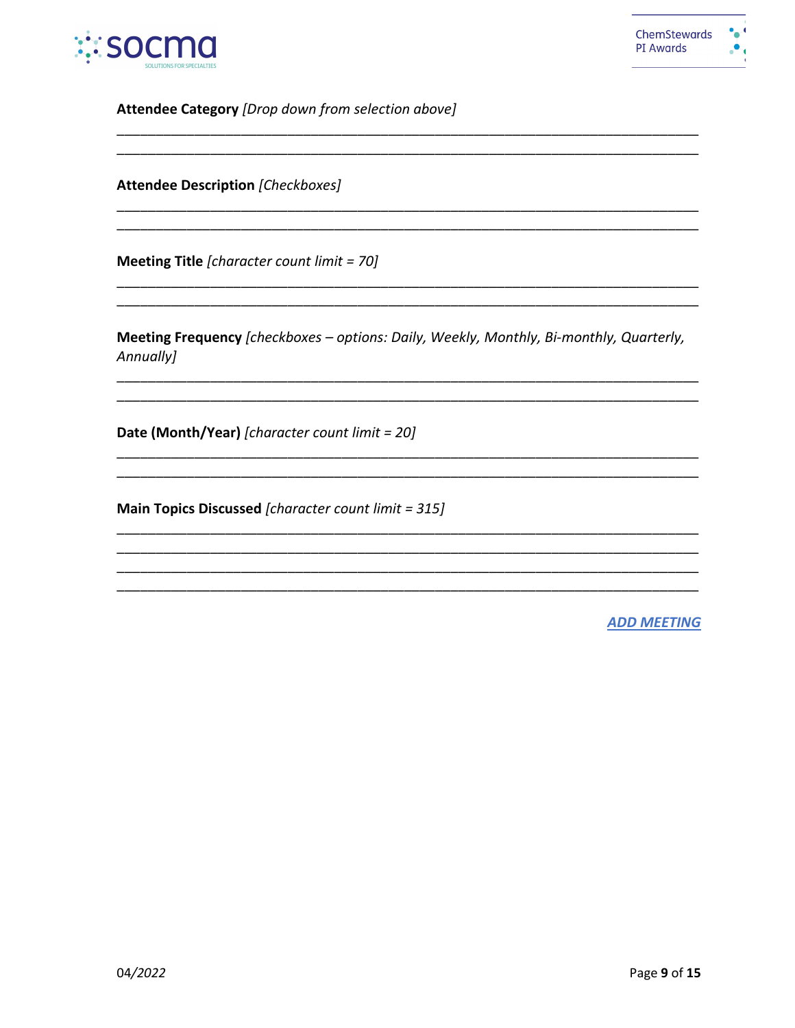**Attendee Category** *[Drop down from selection above]*

\_\_\_\_\_\_\_\_\_\_\_\_\_\_\_\_\_\_\_\_\_\_\_\_\_\_\_\_\_\_\_\_\_\_\_\_\_\_\_\_\_\_\_\_\_\_\_\_\_\_\_\_\_\_\_\_\_\_\_\_\_\_\_\_\_\_\_\_\_\_\_\_
\_\_\_\_\_\_\_\_\_\_\_\_\_\_\_\_\_\_\_\_\_\_\_\_\_\_\_\_\_\_\_\_\_\_\_\_\_\_\_\_\_\_\_\_\_\_\_\_\_\_\_\_\_\_\_\_\_\_\_\_\_\_\_\_\_\_\_\_\_\_\_\_

**Attendee Description** *[Checkboxes]*

\_\_\_\_\_\_\_\_\_\_\_\_\_\_\_\_\_\_\_\_\_\_\_\_\_\_\_\_\_\_\_\_\_\_\_\_\_\_\_\_\_\_\_\_\_\_\_\_\_\_\_\_\_\_\_\_\_\_\_\_\_\_\_\_\_\_\_\_\_\_\_\_
\_\_\_\_\_\_\_\_\_\_\_\_\_\_\_\_\_\_\_\_\_\_\_\_\_\_\_\_\_\_\_\_\_\_\_\_\_\_\_\_\_\_\_\_\_\_\_\_\_\_\_\_\_\_\_\_\_\_\_\_\_\_\_\_\_\_\_\_\_\_\_\_

**Meeting Title** *[character count limit = 70]*

\_\_\_\_\_\_\_\_\_\_\_\_\_\_\_\_\_\_\_\_\_\_\_\_\_\_\_\_\_\_\_\_\_\_\_\_\_\_\_\_\_\_\_\_\_\_\_\_\_\_\_\_\_\_\_\_\_\_\_\_\_\_\_\_\_\_\_\_\_\_\_\_
\_\_\_\_\_\_\_\_\_\_\_\_\_\_\_\_\_\_\_\_\_\_\_\_\_\_\_\_\_\_\_\_\_\_\_\_\_\_\_\_\_\_\_\_\_\_\_\_\_\_\_\_\_\_\_\_\_\_\_\_\_\_\_\_\_\_\_\_\_\_\_\_

**Meeting Frequency** *[checkboxes – options: Daily, Weekly, Monthly, Bi-monthly, Quarterly, Annually]*

\_\_\_\_\_\_\_\_\_\_\_\_\_\_\_\_\_\_\_\_\_\_\_\_\_\_\_\_\_\_\_\_\_\_\_\_\_\_\_\_\_\_\_\_\_\_\_\_\_\_\_\_\_\_\_\_\_\_\_\_\_\_\_\_\_\_\_\_\_\_\_\_
\_\_\_\_\_\_\_\_\_\_\_\_\_\_\_\_\_\_\_\_\_\_\_\_\_\_\_\_\_\_\_\_\_\_\_\_\_\_\_\_\_\_\_\_\_\_\_\_\_\_\_\_\_\_\_\_\_\_\_\_\_\_\_\_\_\_\_\_\_\_\_\_

**Date (Month/Year)** *[character count limit = 20]*

\_\_\_\_\_\_\_\_\_\_\_\_\_\_\_\_\_\_\_\_\_\_\_\_\_\_\_\_\_\_\_\_\_\_\_\_\_\_\_\_\_\_\_\_\_\_\_\_\_\_\_\_\_\_\_\_\_\_\_\_\_\_\_\_\_\_\_\_\_\_\_\_
\_\_\_\_\_\_\_\_\_\_\_\_\_\_\_\_\_\_\_\_\_\_\_\_\_\_\_\_\_\_\_\_\_\_\_\_\_\_\_\_\_\_\_\_\_\_\_\_\_\_\_\_\_\_\_\_\_\_\_\_\_\_\_\_\_\_\_\_\_\_\_\_

**Main Topics Discussed** *[character count limit = 315]*

\_\_\_\_\_\_\_\_\_\_\_\_\_\_\_\_\_\_\_\_\_\_\_\_\_\_\_\_\_\_\_\_\_\_\_\_\_\_\_\_\_\_\_\_\_\_\_\_\_\_\_\_\_\_\_\_\_\_\_\_\_\_\_\_\_\_\_\_\_\_\_\_
\_\_\_\_\_\_\_\_\_\_\_\_\_\_\_\_\_\_\_\_\_\_\_\_\_\_\_\_\_\_\_\_\_\_\_\_\_\_\_\_\_\_\_\_\_\_\_\_\_\_\_\_\_\_\_\_\_\_\_\_\_\_\_\_\_\_\_\_\_\_\_\_
\_\_\_\_\_\_\_\_\_\_\_\_\_\_\_\_\_\_\_\_\_\_\_\_\_\_\_\_\_\_\_\_\_\_\_\_\_\_\_\_\_\_\_\_\_\_\_\_\_\_\_\_\_\_\_\_\_\_\_\_\_\_\_\_\_\_\_\_\_\_\_\_
\_\_\_\_\_\_\_\_\_\_\_\_\_\_\_\_\_\_\_\_\_\_\_\_\_\_\_\_\_\_\_\_\_\_\_\_\_\_\_\_\_\_\_\_\_\_\_\_\_\_\_\_\_\_\_\_\_\_\_\_\_\_\_\_\_\_\_\_\_\_\_\_

***ADD MEETING***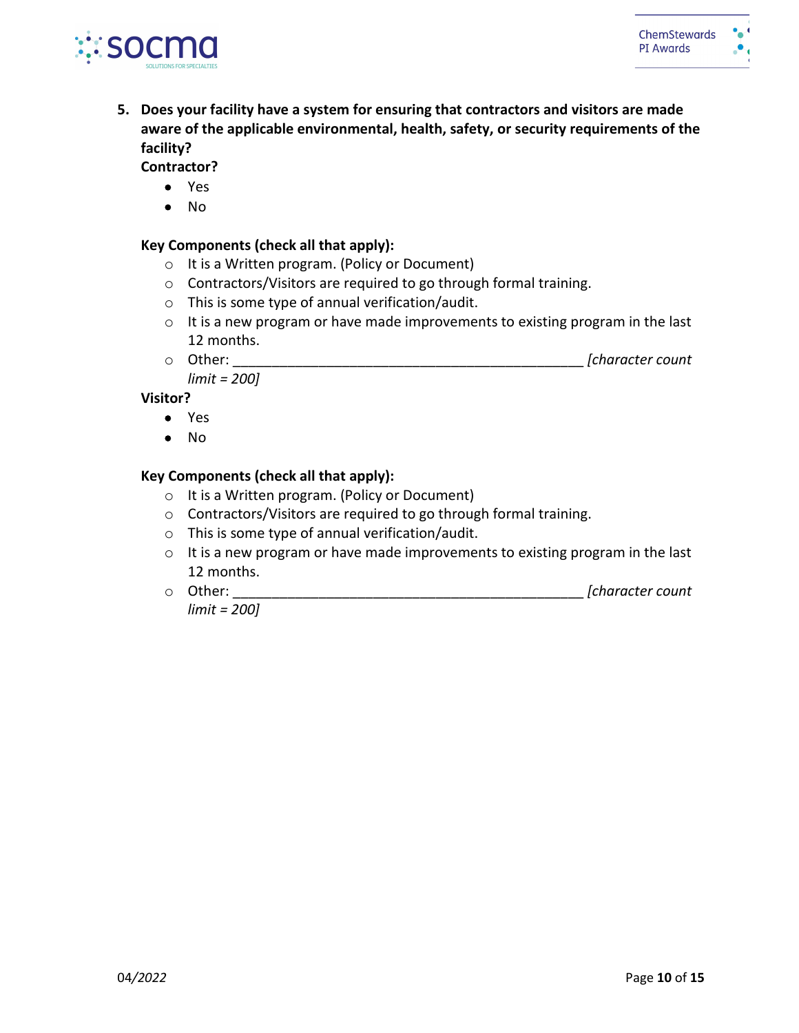5. **Does your facility have a system for ensuring that contractors and visitors are made aware of the applicable environmental, health, safety, or security requirements of the facility?**

   **Contractor?**

   - Yes
   - No

   **Key Components (check all that apply):**

   - It is a Written program. (Policy or Document)
   - Contractors/Visitors are required to go through formal training.
   - This is some type of annual verification/audit.
   - It is a new program or have made improvements to existing program in the last 12 months.
   - Other: _______________________________________________ *[character count limit = 200]*

   **Visitor?**

   - Yes
   - No

   **Key Components (check all that apply):**

   - It is a Written program. (Policy or Document)
   - Contractors/Visitors are required to go through formal training.
   - This is some type of annual verification/audit.
   - It is a new program or have made improvements to existing program in the last 12 months.
   - Other: _______________________________________________ *[character count limit = 200]*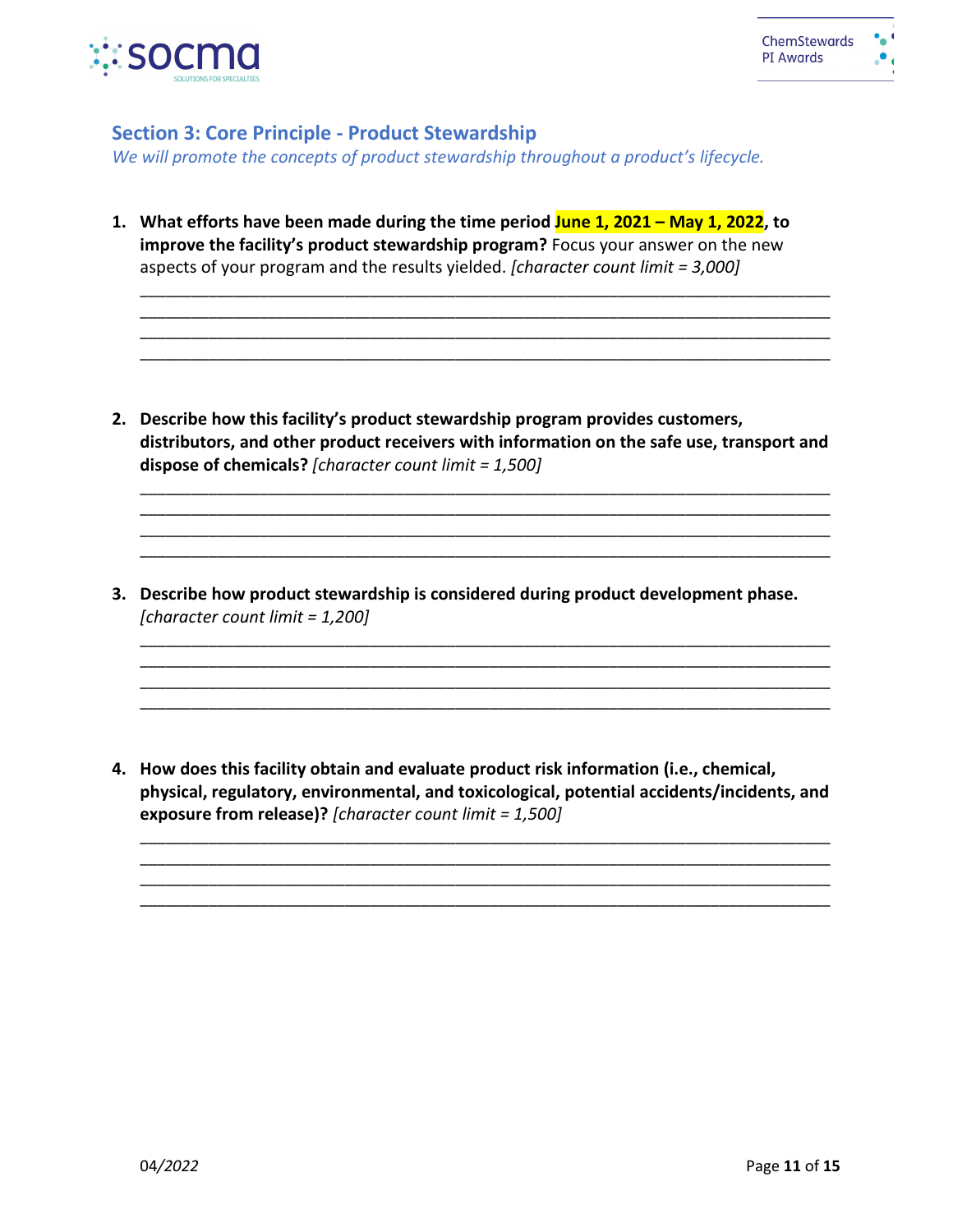## Section 3: Core Principle - Product Stewardship

*We will promote the concepts of product stewardship throughout a product's lifecycle.*

1. **What efforts have been made during the time period June 1, 2021 – May 1, 2022, to improve the facility's product stewardship program?** Focus your answer on the new aspects of your program and the results yielded. *[character count limit = 3,000]*

   ______________________________________________________________________________
   ______________________________________________________________________________
   ______________________________________________________________________________
   ______________________________________________________________________________

2. **Describe how this facility's product stewardship program provides customers, distributors, and other product receivers with information on the safe use, transport and dispose of chemicals?** *[character count limit = 1,500]*

   ______________________________________________________________________________
   ______________________________________________________________________________
   ______________________________________________________________________________
   ______________________________________________________________________________

3. **Describe how product stewardship is considered during product development phase.** *[character count limit = 1,200]*

   ______________________________________________________________________________
   ______________________________________________________________________________
   ______________________________________________________________________________
   ______________________________________________________________________________

4. **How does this facility obtain and evaluate product risk information (i.e., chemical, physical, regulatory, environmental, and toxicological, potential accidents/incidents, and exposure from release)?** *[character count limit = 1,500]*

   ______________________________________________________________________________
   ______________________________________________________________________________
   ______________________________________________________________________________
   ______________________________________________________________________________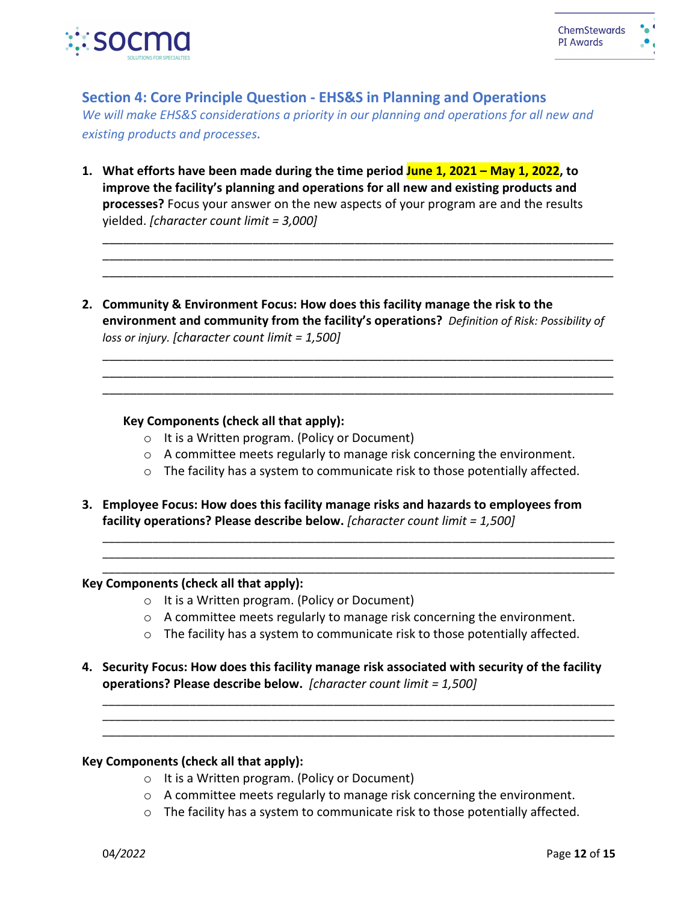## Section 4: Core Principle Question - EHS&S in Planning and Operations

*We will make EHS&S considerations a priority in our planning and operations for all new and existing products and processes.*

1. **What efforts have been made during the time period June 1, 2021 – May 1, 2022, to improve the facility's planning and operations for all new and existing products and processes?** Focus your answer on the new aspects of your program are and the results yielded. *[character count limit = 3,000]*

   ____________________________________________________________________________
   ____________________________________________________________________________
   ____________________________________________________________________________

2. **Community & Environment Focus: How does this facility manage the risk to the environment and community from the facility's operations?** *Definition of Risk: Possibility of loss or injury. [character count limit = 1,500]*

   ____________________________________________________________________________
   ____________________________________________________________________________
   ____________________________________________________________________________

   **Key Components (check all that apply):**
   - It is a Written program. (Policy or Document)
   - A committee meets regularly to manage risk concerning the environment.
   - The facility has a system to communicate risk to those potentially affected.

3. **Employee Focus: How does this facility manage risks and hazards to employees from facility operations? Please describe below.** *[character count limit = 1,500]*

   ____________________________________________________________________________
   ____________________________________________________________________________
   ____________________________________________________________________________

**Key Components (check all that apply):**
- It is a Written program. (Policy or Document)
- A committee meets regularly to manage risk concerning the environment.
- The facility has a system to communicate risk to those potentially affected.

4. **Security Focus: How does this facility manage risk associated with security of the facility operations? Please describe below.** *[character count limit = 1,500]*

   ____________________________________________________________________________
   ____________________________________________________________________________
   ____________________________________________________________________________

**Key Components (check all that apply):**
- It is a Written program. (Policy or Document)
- A committee meets regularly to manage risk concerning the environment.
- The facility has a system to communicate risk to those potentially affected.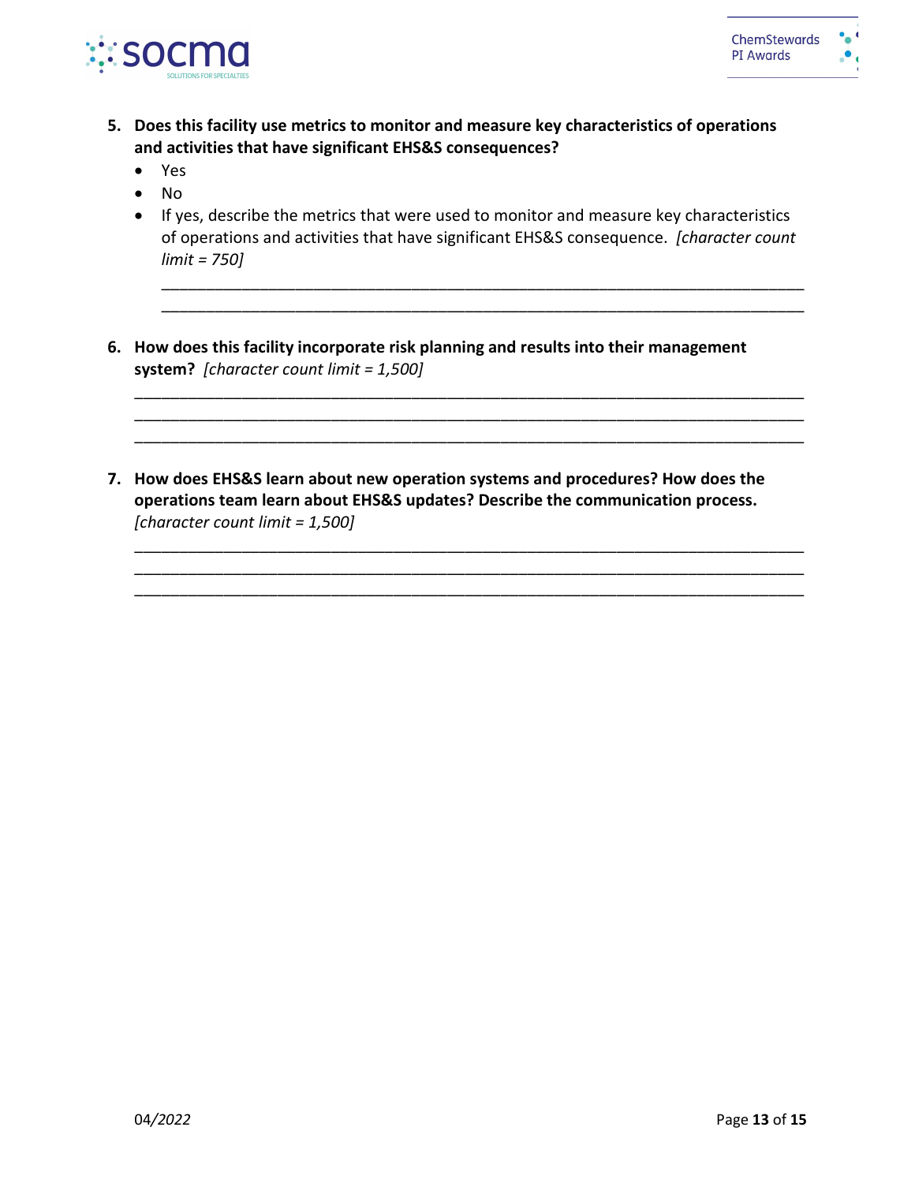5. **Does this facility use metrics to monitor and measure key characteristics of operations and activities that have significant EHS&S consequences?**
   - Yes
   - No
   - If yes, describe the metrics that were used to monitor and measure key characteristics of operations and activities that have significant EHS&S consequence. *[character count limit = 750]*

     ______________________________________________________________________________
     ______________________________________________________________________________

6. **How does this facility incorporate risk planning and results into their management system?** *[character count limit = 1,500]*

   ______________________________________________________________________________
   ______________________________________________________________________________
   ______________________________________________________________________________

7. **How does EHS&S learn about new operation systems and procedures? How does the operations team learn about EHS&S updates? Describe the communication process.** *[character count limit = 1,500]*

   ______________________________________________________________________________
   ______________________________________________________________________________
   ______________________________________________________________________________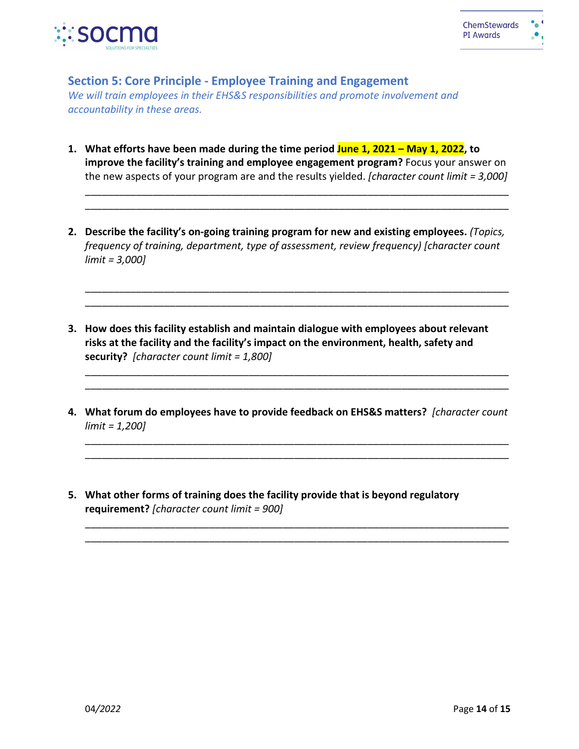## Section 5: Core Principle - Employee Training and Engagement

*We will train employees in their EHS&S responsibilities and promote involvement and accountability in these areas.*

1. **What efforts have been made during the time period June 1, 2021 – May 1, 2022, to improve the facility's training and employee engagement program?** Focus your answer on the new aspects of your program are and the results yielded. *[character count limit = 3,000]*

   \_\_\_\_\_\_\_\_\_\_\_\_\_\_\_\_\_\_\_\_\_\_\_\_\_\_\_\_\_\_\_\_\_\_\_\_\_\_\_\_\_\_\_\_\_\_\_\_\_\_\_\_\_\_\_\_\_\_\_\_\_\_\_\_\_\_\_\_\_\_\_\_
   \_\_\_\_\_\_\_\_\_\_\_\_\_\_\_\_\_\_\_\_\_\_\_\_\_\_\_\_\_\_\_\_\_\_\_\_\_\_\_\_\_\_\_\_\_\_\_\_\_\_\_\_\_\_\_\_\_\_\_\_\_\_\_\_\_\_\_\_\_\_\_\_

2. **Describe the facility's on-going training program for new and existing employees.** *(Topics, frequency of training, department, type of assessment, review frequency) [character count limit = 3,000]*

   \_\_\_\_\_\_\_\_\_\_\_\_\_\_\_\_\_\_\_\_\_\_\_\_\_\_\_\_\_\_\_\_\_\_\_\_\_\_\_\_\_\_\_\_\_\_\_\_\_\_\_\_\_\_\_\_\_\_\_\_\_\_\_\_\_\_\_\_\_\_\_\_
   \_\_\_\_\_\_\_\_\_\_\_\_\_\_\_\_\_\_\_\_\_\_\_\_\_\_\_\_\_\_\_\_\_\_\_\_\_\_\_\_\_\_\_\_\_\_\_\_\_\_\_\_\_\_\_\_\_\_\_\_\_\_\_\_\_\_\_\_\_\_\_\_

3. **How does this facility establish and maintain dialogue with employees about relevant risks at the facility and the facility's impact on the environment, health, safety and security?** *[character count limit = 1,800]*

   \_\_\_\_\_\_\_\_\_\_\_\_\_\_\_\_\_\_\_\_\_\_\_\_\_\_\_\_\_\_\_\_\_\_\_\_\_\_\_\_\_\_\_\_\_\_\_\_\_\_\_\_\_\_\_\_\_\_\_\_\_\_\_\_\_\_\_\_\_\_\_\_
   \_\_\_\_\_\_\_\_\_\_\_\_\_\_\_\_\_\_\_\_\_\_\_\_\_\_\_\_\_\_\_\_\_\_\_\_\_\_\_\_\_\_\_\_\_\_\_\_\_\_\_\_\_\_\_\_\_\_\_\_\_\_\_\_\_\_\_\_\_\_\_\_

4. **What forum do employees have to provide feedback on EHS&S matters?** *[character count limit = 1,200]*

   \_\_\_\_\_\_\_\_\_\_\_\_\_\_\_\_\_\_\_\_\_\_\_\_\_\_\_\_\_\_\_\_\_\_\_\_\_\_\_\_\_\_\_\_\_\_\_\_\_\_\_\_\_\_\_\_\_\_\_\_\_\_\_\_\_\_\_\_\_\_\_\_
   \_\_\_\_\_\_\_\_\_\_\_\_\_\_\_\_\_\_\_\_\_\_\_\_\_\_\_\_\_\_\_\_\_\_\_\_\_\_\_\_\_\_\_\_\_\_\_\_\_\_\_\_\_\_\_\_\_\_\_\_\_\_\_\_\_\_\_\_\_\_\_\_

5. **What other forms of training does the facility provide that is beyond regulatory requirement?** *[character count limit = 900]*

   \_\_\_\_\_\_\_\_\_\_\_\_\_\_\_\_\_\_\_\_\_\_\_\_\_\_\_\_\_\_\_\_\_\_\_\_\_\_\_\_\_\_\_\_\_\_\_\_\_\_\_\_\_\_\_\_\_\_\_\_\_\_\_\_\_\_\_\_\_\_\_\_
   \_\_\_\_\_\_\_\_\_\_\_\_\_\_\_\_\_\_\_\_\_\_\_\_\_\_\_\_\_\_\_\_\_\_\_\_\_\_\_\_\_\_\_\_\_\_\_\_\_\_\_\_\_\_\_\_\_\_\_\_\_\_\_\_\_\_\_\_\_\_\_\_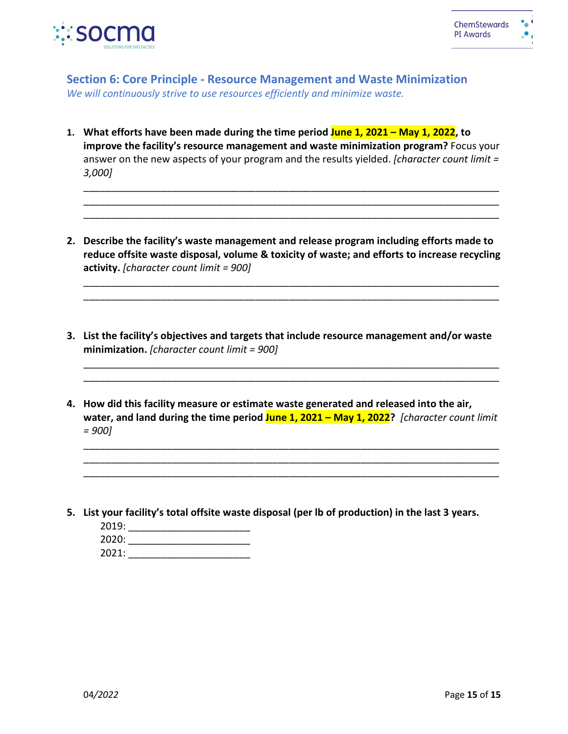## Section 6: Core Principle - Resource Management and Waste Minimization

*We will continuously strive to use resources efficiently and minimize waste.*

1. **What efforts have been made during the time period June 1, 2021 – May 1, 2022, to improve the facility's resource management and waste minimization program?** Focus your answer on the new aspects of your program and the results yielded. *[character count limit = 3,000]*

   ___________________________________________________________________________
   ___________________________________________________________________________
   ___________________________________________________________________________

2. **Describe the facility's waste management and release program including efforts made to reduce offsite waste disposal, volume & toxicity of waste; and efforts to increase recycling activity.** *[character count limit = 900]*

   ___________________________________________________________________________
   ___________________________________________________________________________

3. **List the facility's objectives and targets that include resource management and/or waste minimization.** *[character count limit = 900]*

   ___________________________________________________________________________
   ___________________________________________________________________________

4. **How did this facility measure or estimate waste generated and released into the air, water, and land during the time period June 1, 2021 – May 1, 2022?** *[character count limit = 900]*

   ___________________________________________________________________________
   ___________________________________________________________________________
   ___________________________________________________________________________

5. **List your facility's total offsite waste disposal (per lb of production) in the last 3 years.**

   2019: ______________________
   2020: ______________________
   2021: ______________________

04/2022